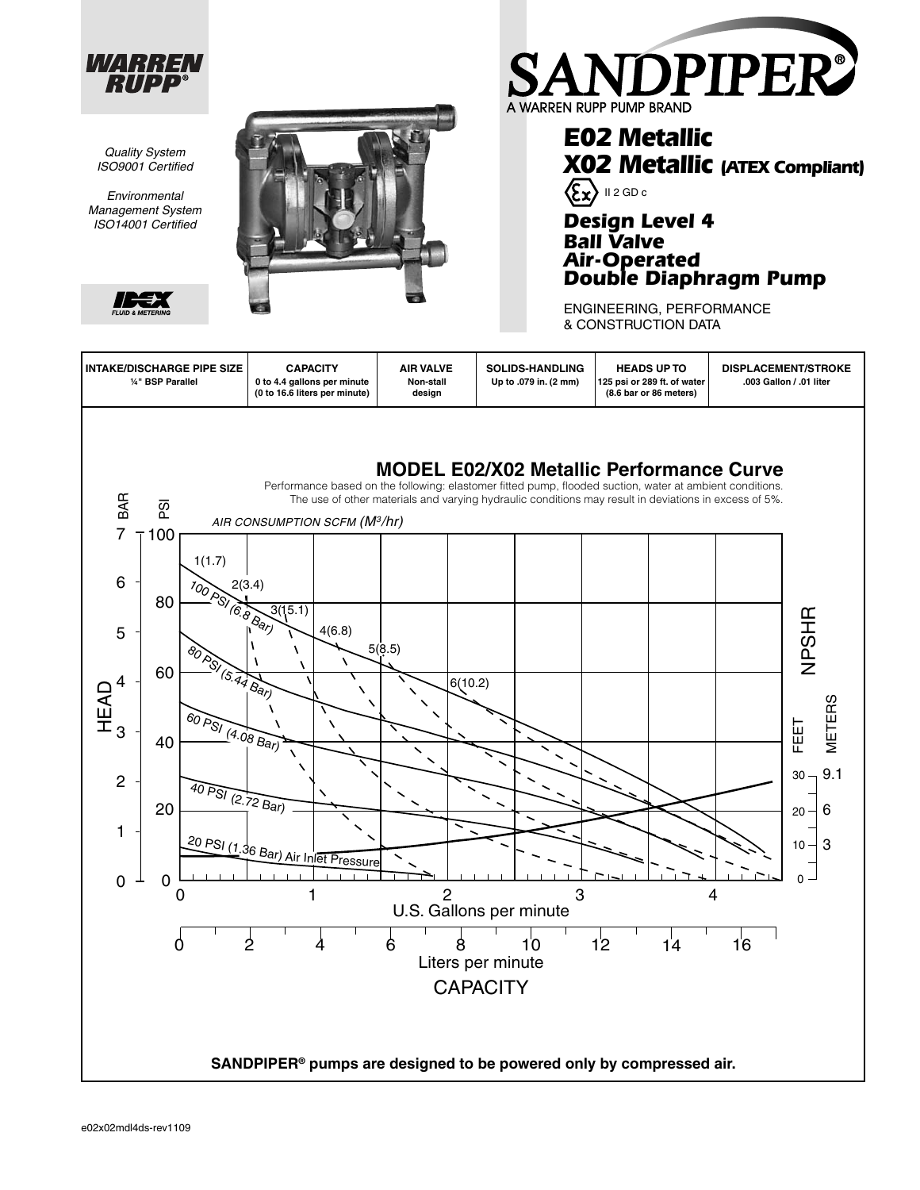**WARREN RUPP®**

*Quality System ISO9001 Certified*

*Environmental Management System ISO14001 Certified*

IDEX FLUID & METERING

# SANDPIPER®

A WARREN RUPP PUMP BRAND

## E02 Metallic
## X02 Metallic (ATEX Compliant)

II 2 GD c

### Design Level 4
### Ball Valve
### Air-Operated
### Double Diaphragm Pump

ENGINEERING, PERFORMANCE & CONSTRUCTION DATA

| INTAKE/DISCHARGE PIPE SIZE | CAPACITY | AIR VALVE | SOLIDS-HANDLING | HEADS UP TO | DISPLACEMENT/STROKE |
|---|---|---|---|---|---|
| ¼" BSP Parallel | 0 to 4.4 gallons per minute (0 to 16.6 liters per minute) | Non-stall design | Up to .079 in. (2 mm) | 125 psi or 289 ft. of water (8.6 bar or 86 meters) | .003 Gallon / .01 liter |

## MODEL E02/X02 Metallic Performance Curve

Performance based on the following: elastomer fitted pump, flooded suction, water at ambient conditions. The use of other materials and varying hydraulic conditions may result in deviations in excess of 5%.

AIR CONSUMPTION SCFM ($M^3/hr$)

Air consumption curves: 1(1.7), 2(3.4), 3(15.1), 4(6.8), 5(8.5), 6(10.2)

Air Inlet Pressure curves: 100 PSI (6.8 Bar), 80 PSI (5.44 Bar), 60 PSI (4.08 Bar), 40 PSI (2.72 Bar), 20 PSI (1.36 Bar)

HEAD: BAR (0–7), PSI (0–100)

NPSHR: FEET (0, 10, 20, 30), METERS (3, 6, 9.1)

CAPACITY: U.S. Gallons per minute (0–4); Liters per minute (0–16)

**SANDPIPER® pumps are designed to be powered only by compressed air.**

e02x02mdl4ds-rev1109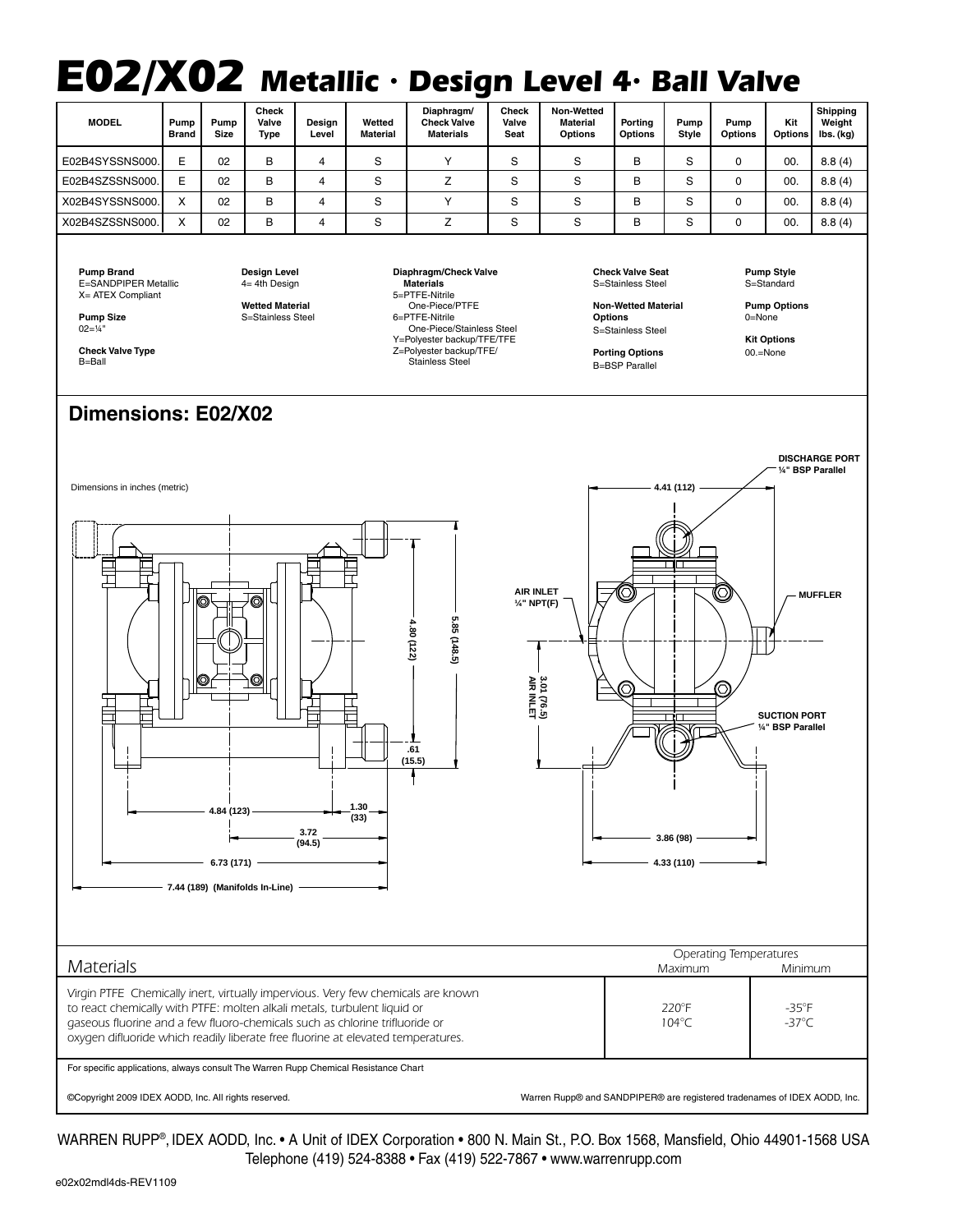# E02/X02 Metallic · Design Level 4· Ball Valve

| MODEL | Pump Brand | Pump Size | Check Valve Type | Design Level | Wetted Material | Diaphragm/ Check Valve Materials | Check Valve Seat | Non-Wetted Material Options | Porting Options | Pump Style | Pump Options | Kit Options | Shipping Weight lbs. (kg) |
|---|---|---|---|---|---|---|---|---|---|---|---|---|---|
| E02B4SYSSNS000. | E | 02 | B | 4 | S | Y | S | S | B | S | 0 | 00. | 8.8 (4) |
| E02B4SZSSNS000. | E | 02 | B | 4 | S | Z | S | S | B | S | 0 | 00. | 8.8 (4) |
| X02B4SYSSNS000. | X | 02 | B | 4 | S | Y | S | S | B | S | 0 | 00. | 8.8 (4) |
| X02B4SZSSNS000. | X | 02 | B | 4 | S | Z | S | S | B | S | 0 | 00. | 8.8 (4) |

**Pump Brand**
E=SANDPIPER Metallic
X= ATEX Compliant

**Pump Size**
02=¼"

**Check Valve Type**
B=Ball

**Design Level**
4= 4th Design

**Wetted Material**
S=Stainless Steel

**Diaphragm/Check Valve Materials**
5=PTFE-Nitrile One-Piece/PTFE
6=PTFE-Nitrile One-Piece/Stainless Steel
Y=Polyester backup/TFE/TFE
Z=Polyester backup/TFE/ Stainless Steel

**Check Valve Seat**
S=Stainless Steel

**Non-Wetted Material Options**
S=Stainless Steel

**Porting Options**
B=BSP Parallel

**Pump Style**
S=Standard

**Pump Options**
0=None

**Kit Options**
00.=None

## Dimensions: E02/X02

Dimensions in inches (metric)

DISCHARGE PORT ¼" BSP Parallel
4.41 (112)
AIR INLET ¼" NPT(F)
MUFFLER
4.80 (122)
5.85 (148.5)
3.01 (76.5) AIR INLET
.61 (15.5)
SUCTION PORT ¼" BSP Parallel
4.84 (123)
1.30 (33)
3.72 (94.5)
6.73 (171)
7.44 (189) (Manifolds In-Line)
3.86 (98)
4.33 (110)

| Materials | Operating Temperatures Maximum | Minimum |
|---|---|---|
| *Virgin PTFE Chemically inert, virtually impervious. Very few chemicals are known to react chemically with PTFE: molten alkali metals, turbulent liquid or gaseous fluorine and a few fluoro-chemicals such as chlorine trifluoride or oxygen difluoride which readily liberate free fluorine at elevated temperatures.* | 220°F 104°C | -35°F -37°C |

For specific applications, always consult The Warren Rupp Chemical Resistance Chart

©Copyright 2009 IDEX AODD, Inc. All rights reserved.

Warren Rupp® and SANDPIPER® are registered tradenames of IDEX AODD, Inc.

WARREN RUPP®, IDEX AODD, Inc. • A Unit of IDEX Corporation • 800 N. Main St., P.O. Box 1568, Mansfield, Ohio 44901-1568 USA
Telephone (419) 524-8388 • Fax (419) 522-7867 • www.warrenrupp.com

e02x02mdl4ds-REV1109